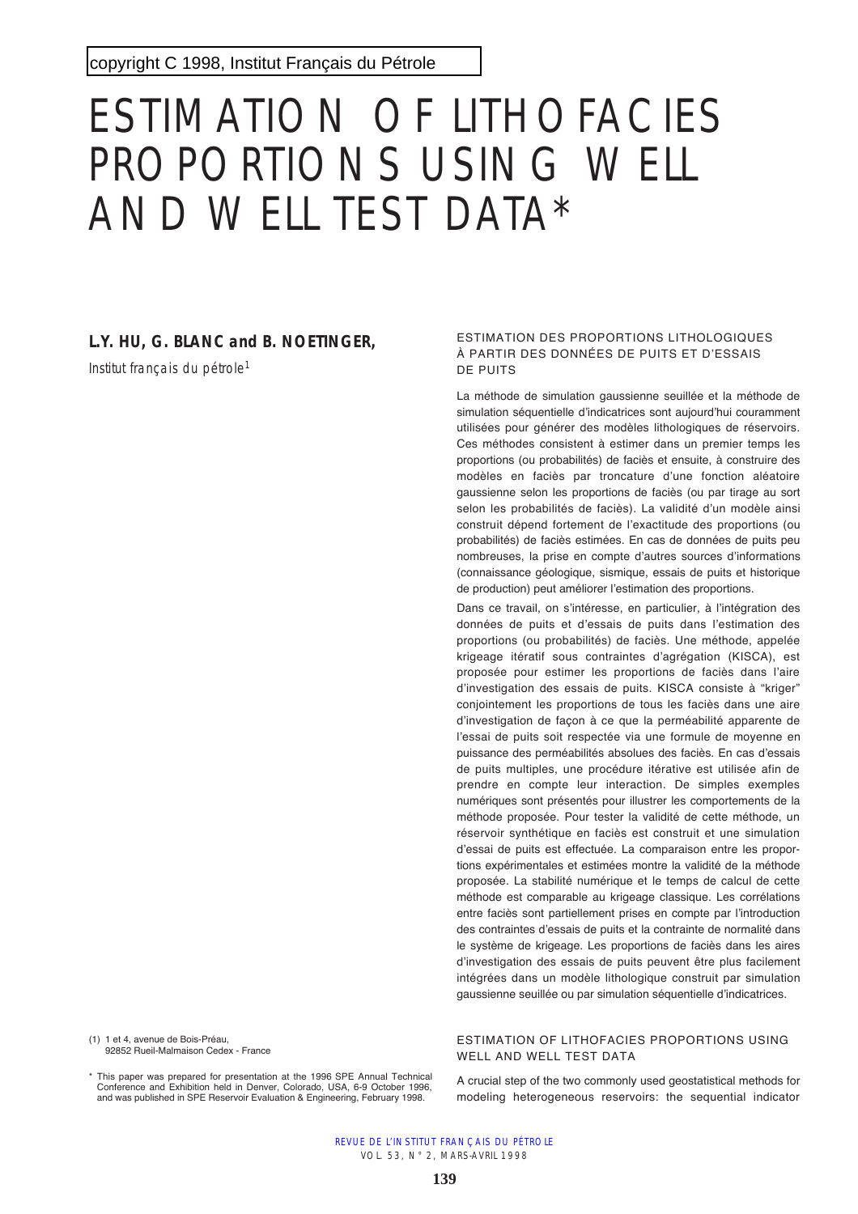copyright C 1998, Institut Français du Pétrole

# ESTIMATION OF LITHOFACIES PROPORTIONS USING WELL AND WELL TEST DATA*

**L.Y. HU, G. BLANC and B. NOETINGER,**

*Institut français du pétrole*[1]

(1) 1 et 4, avenue de Bois-Préau, 92852 Rueil-Malmaison Cedex - France

\* This paper was prepared for presentation at the 1996 SPE Annual Technical Conference and Exhibition held in Denver, Colorado, USA, 6-9 October 1996, and was published in SPE Reservoir Evaluation & Engineering, February 1998.

## ESTIMATION DES PROPORTIONS LITHOLOGIQUES À PARTIR DES DONNÉES DE PUITS ET D'ESSAIS DE PUITS

La méthode de simulation gaussienne seuillée et la méthode de simulation séquentielle d'indicatrices sont aujourd'hui couramment utilisées pour générer des modèles lithologiques de réservoirs. Ces méthodes consistent à estimer dans un premier temps les proportions (ou probabilités) de faciès et ensuite, à construire des modèles en faciès par troncature d'une fonction aléatoire gaussienne selon les proportions de faciès (ou par tirage au sort selon les probabilités de faciès). La validité d'un modèle ainsi construit dépend fortement de l'exactitude des proportions (ou probabilités) de faciès estimées. En cas de données de puits peu nombreuses, la prise en compte d'autres sources d'informations (connaissance géologique, sismique, essais de puits et historique de production) peut améliorer l'estimation des proportions.

Dans ce travail, on s'intéresse, en particulier, à l'intégration des données de puits et d'essais de puits dans l'estimation des proportions (ou probabilités) de faciès. Une méthode, appelée krigeage itératif sous contraintes d'agrégation (KISCA), est proposée pour estimer les proportions de faciès dans l'aire d'investigation des essais de puits. KISCA consiste à "kriger" conjointement les proportions de tous les faciès dans une aire d'investigation de façon à ce que la perméabilité apparente de l'essai de puits soit respectée via une formule de moyenne en puissance des perméabilités absolues des faciès. En cas d'essais de puits multiples, une procédure itérative est utilisée afin de prendre en compte leur interaction. De simples exemples numériques sont présentés pour illustrer les comportements de la méthode proposée. Pour tester la validité de cette méthode, un réservoir synthétique en faciès est construit et une simulation d'essai de puits est effectuée. La comparaison entre les proportions expérimentales et estimées montre la validité de la méthode proposée. La stabilité numérique et le temps de calcul de cette méthode est comparable au krigeage classique. Les corrélations entre faciès sont partiellement prises en compte par l'introduction des contraintes d'essais de puits et la contrainte de normalité dans le système de krigeage. Les proportions de faciès dans les aires d'investigation des essais de puits peuvent être plus facilement intégrées dans un modèle lithologique construit par simulation gaussienne seuillée ou par simulation séquentielle d'indicatrices.

## ESTIMATION OF LITHOFACIES PROPORTIONS USING WELL AND WELL TEST DATA

A crucial step of the two commonly used geostatistical methods for modeling heterogeneous reservoirs: the sequential indicator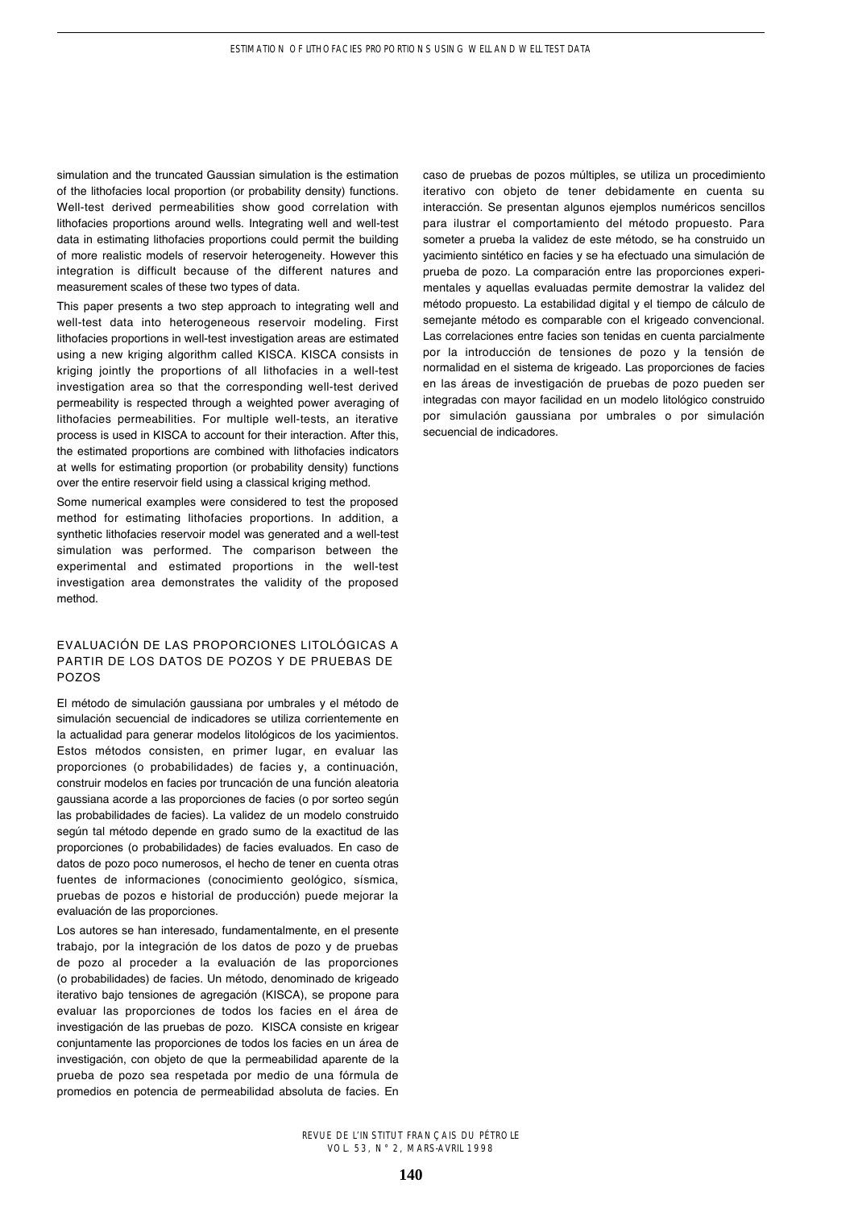simulation and the truncated Gaussian simulation is the estimation of the lithofacies local proportion (or probability density) functions. Well-test derived permeabilities show good correlation with lithofacies proportions around wells. Integrating well and well-test data in estimating lithofacies proportions could permit the building of more realistic models of reservoir heterogeneity. However this integration is difficult because of the different natures and measurement scales of these two types of data.

This paper presents a two step approach to integrating well and well-test data into heterogeneous reservoir modeling. First lithofacies proportions in well-test investigation areas are estimated using a new kriging algorithm called KISCA. KISCA consists in kriging jointly the proportions of all lithofacies in a well-test investigation area so that the corresponding well-test derived permeability is respected through a weighted power averaging of lithofacies permeabilities. For multiple well-tests, an iterative process is used in KISCA to account for their interaction. After this, the estimated proportions are combined with lithofacies indicators at wells for estimating proportion (or probability density) functions over the entire reservoir field using a classical kriging method.

Some numerical examples were considered to test the proposed method for estimating lithofacies proportions. In addition, a synthetic lithofacies reservoir model was generated and a well-test simulation was performed. The comparison between the experimental and estimated proportions in the well-test investigation area demonstrates the validity of the proposed method.

## EVALUACIÓN DE LAS PROPORCIONES LITOLÓGICAS A PARTIR DE LOS DATOS DE POZOS Y DE PRUEBAS DE POZOS

El método de simulación gaussiana por umbrales y el método de simulación secuencial de indicadores se utiliza corrientemente en la actualidad para generar modelos litológicos de los yacimientos. Estos métodos consisten, en primer lugar, en evaluar las proporciones (o probabilidades) de facies y, a continuación, construir modelos en facies por truncación de una función aleatoria gaussiana acorde a las proporciones de facies (o por sorteo según las probabilidades de facies). La validez de un modelo construido según tal método depende en grado sumo de la exactitud de las proporciones (o probabilidades) de facies evaluados. En caso de datos de pozo poco numerosos, el hecho de tener en cuenta otras fuentes de informaciones (conocimiento geológico, sísmica, pruebas de pozos e historial de producción) puede mejorar la evaluación de las proporciones.

Los autores se han interesado, fundamentalmente, en el presente trabajo, por la integración de los datos de pozo y de pruebas de pozo al proceder a la evaluación de las proporciones (o probabilidades) de facies. Un método, denominado de krigeado iterativo bajo tensiones de agregación (KISCA), se propone para evaluar las proporciones de todos los facies en el área de investigación de las pruebas de pozo. KISCA consiste en krigear conjuntamente las proporciones de todos los facies en un área de investigación, con objeto de que la permeabilidad aparente de la prueba de pozo sea respetada por medio de una fórmula de promedios en potencia de permeabilidad absoluta de facies. En caso de pruebas de pozos múltiples, se utiliza un procedimiento iterativo con objeto de tener debidamente en cuenta su interacción. Se presentan algunos ejemplos numéricos sencillos para ilustrar el comportamiento del método propuesto. Para someter a prueba la validez de este método, se ha construido un yacimiento sintético en facies y se ha efectuado una simulación de prueba de pozo. La comparación entre las proporciones experimentales y aquellas evaluadas permite demostrar la validez del método propuesto. La estabilidad digital y el tiempo de cálculo de semejante método es comparable con el krigeado convencional. Las correlaciones entre facies son tenidas en cuenta parcialmente por la introducción de tensiones de pozo y la tensión de normalidad en el sistema de krigeado. Las proporciones de facies en las áreas de investigación de pruebas de pozo pueden ser integradas con mayor facilidad en un modelo litológico construido por simulación gaussiana por umbrales o por simulación secuencial de indicadores.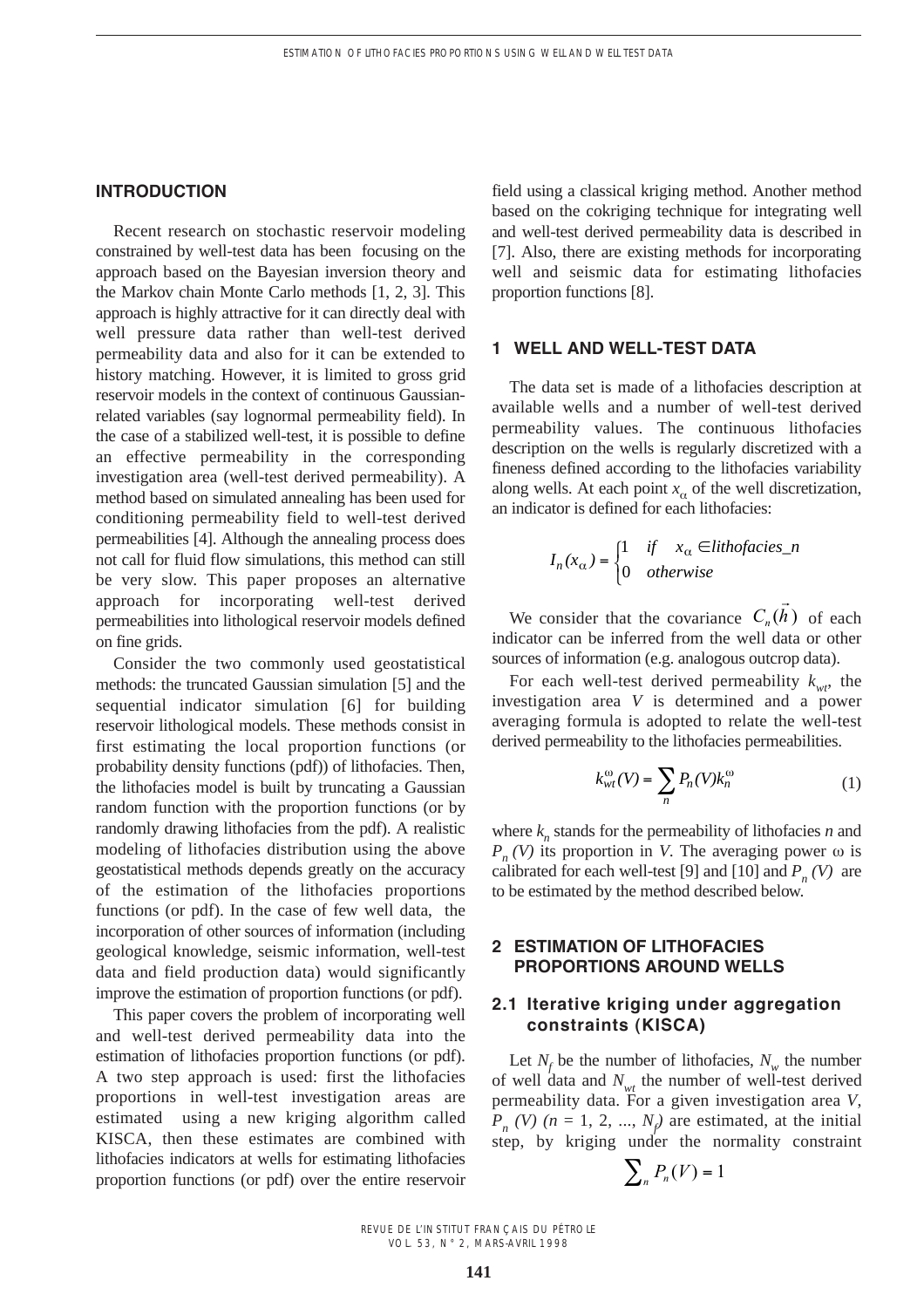## INTRODUCTION

Recent research on stochastic reservoir modeling constrained by well-test data has been focusing on the approach based on the Bayesian inversion theory and the Markov chain Monte Carlo methods [1, 2, 3]. This approach is highly attractive for it can directly deal with well pressure data rather than well-test derived permeability data and also for it can be extended to history matching. However, it is limited to gross grid reservoir models in the context of continuous Gaussian-related variables (say lognormal permeability field). In the case of a stabilized well-test, it is possible to define an effective permeability in the corresponding investigation area (well-test derived permeability). A method based on simulated annealing has been used for conditioning permeability field to well-test derived permeabilities [4]. Although the annealing process does not call for fluid flow simulations, this method can still be very slow. This paper proposes an alternative approach for incorporating well-test derived permeabilities into lithological reservoir models defined on fine grids.

Consider the two commonly used geostatistical methods: the truncated Gaussian simulation [5] and the sequential indicator simulation [6] for building reservoir lithological models. These methods consist in first estimating the local proportion functions (or probability density functions (pdf)) of lithofacies. Then, the lithofacies model is built by truncating a Gaussian random function with the proportion functions (or by randomly drawing lithofacies from the pdf). A realistic modeling of lithofacies distribution using the above geostatistical methods depends greatly on the accuracy of the estimation of the lithofacies proportions functions (or pdf). In the case of few well data, the incorporation of other sources of information (including geological knowledge, seismic information, well-test data and field production data) would significantly improve the estimation of proportion functions (or pdf).

This paper covers the problem of incorporating well and well-test derived permeability data into the estimation of lithofacies proportion functions (or pdf). A two step approach is used: first the lithofacies proportions in well-test investigation areas are estimated using a new kriging algorithm called KISCA, then these estimates are combined with lithofacies indicators at wells for estimating lithofacies proportion functions (or pdf) over the entire reservoir field using a classical kriging method. Another method based on the cokriging technique for integrating well and well-test derived permeability data is described in [7]. Also, there are existing methods for incorporating well and seismic data for estimating lithofacies proportion functions [8].

## 1 WELL AND WELL-TEST DATA

The data set is made of a lithofacies description at available wells and a number of well-test derived permeability values. The continuous lithofacies description on the wells is regularly discretized with a fineness defined according to the lithofacies variability along wells. At each point $x_\alpha$ of the well discretization, an indicator is defined for each lithofacies:

$$I_n(x_\alpha) = \begin{cases} 1 & if \quad x_\alpha \in lithofacies\_n \\ 0 & otherwise \end{cases}$$

We consider that the covariance $C_n(\vec{h})$ of each indicator can be inferred from the well data or other sources of information (e.g. analogous outcrop data).

For each well-test derived permeability $k_{wt}$, the investigation area $V$ is determined and a power averaging formula is adopted to relate the well-test derived permeability to the lithofacies permeabilities.

$$k_{wt}^{\omega}(V) = \sum_n P_n(V) k_n^{\omega} \tag{1}$$

where $k_n$ stands for the permeability of lithofacies $n$ and $P_n(V)$ its proportion in $V$. The averaging power $\omega$ is calibrated for each well-test [9] and [10] and $P_n(V)$ are to be estimated by the method described below.

## 2 ESTIMATION OF LITHOFACIES PROPORTIONS AROUND WELLS

### 2.1 Iterative kriging under aggregation constraints (KISCA)

Let $N_f$ be the number of lithofacies, $N_w$ the number of well data and $N_{wt}$ the number of well-test derived permeability data. For a given investigation area $V$, $P_n(V)$ $(n = 1, 2, ..., N_f)$ are estimated, at the initial step, by kriging under the normality constraint

$$\sum_n P_n(V) = 1$$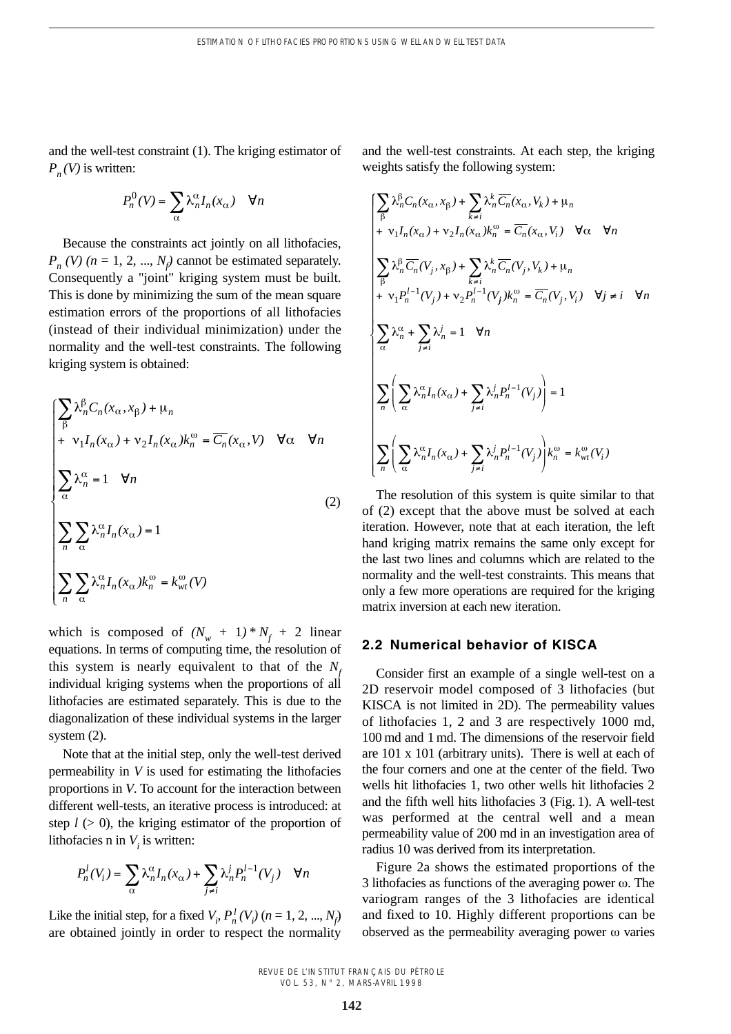and the well-test constraint (1). The kriging estimator of $P_n(V)$ is written:

$$P_n^0(V) = \sum_{\alpha} \lambda_n^{\alpha} I_n(x_{\alpha}) \quad \forall n$$

Because the constraints act jointly on all lithofacies, $P_n(V)$ ($n$ = 1, 2, ..., $N_f$) cannot be estimated separately. Consequently a "joint" kriging system must be built. This is done by minimizing the sum of the mean square estimation errors of the proportions of all lithofacies (instead of their individual minimization) under the normality and the well-test constraints. The following kriging system is obtained:

$$\begin{cases} \sum_{\beta} \lambda_n^{\beta} C_n(x_{\alpha}, x_{\beta}) + \mu_n \\ + \ \nu_1 I_n(x_{\alpha}) + \nu_2 I_n(x_{\alpha}) k_n^{\omega} = \overline{C_n}(x_{\alpha}, V) \quad \forall \alpha \quad \forall n \\ \sum_{\alpha} \lambda_n^{\alpha} = 1 \quad \forall n \\ \sum_{n} \sum_{\alpha} \lambda_n^{\alpha} I_n(x_{\alpha}) = 1 \\ \sum_{n} \sum_{\alpha} \lambda_n^{\alpha} I_n(x_{\alpha}) k_n^{\omega} = k_{wt}^{\omega}(V) \end{cases} \tag{2}$$

which is composed of $(N_w + 1) * N_f + 2$ linear equations. In terms of computing time, the resolution of this system is nearly equivalent to that of the $N_f$ individual kriging systems when the proportions of all lithofacies are estimated separately. This is due to the diagonalization of these individual systems in the larger system (2).

Note that at the initial step, only the well-test derived permeability in $V$ is used for estimating the lithofacies proportions in $V$. To account for the interaction between different well-tests, an iterative process is introduced: at step $l$ (> 0), the kriging estimator of the proportion of lithofacies n in $V_i$ is written:

$$P_n^l(V_i) = \sum_{\alpha} \lambda_n^{\alpha} I_n(x_{\alpha}) + \sum_{j \neq i} \lambda_n^j P_n^{l-1}(V_j) \quad \forall n$$

Like the initial step, for a fixed $V_i$, $P_n^l(V_i)$ ($n$ = 1, 2, ..., $N_f$) are obtained jointly in order to respect the normality and the well-test constraints. At each step, the kriging weights satisfy the following system:

$$\begin{cases} \sum_{\beta} \lambda_n^{\beta} C_n(x_{\alpha}, x_{\beta}) + \sum_{k \neq i} \lambda_n^k \overline{C_n}(x_{\alpha}, V_k) + \mu_n \\ + \ \nu_1 I_n(x_{\alpha}) + \nu_2 I_n(x_{\alpha}) k_n^{\omega} = \overline{C_n}(x_{\alpha}, V_i) \quad \forall \alpha \quad \forall n \\ \sum_{\beta} \lambda_n^{\beta} \overline{C_n}(V_j, x_{\beta}) + \sum_{k \neq i} \lambda_n^k \overline{C_n}(V_j, V_k) + \mu_n \\ + \ \nu_1 P_n^{l-1}(V_j) + \nu_2 P_n^{l-1}(V_j) k_n^{\omega} = \overline{C_n}(V_j, V_i) \quad \forall j \neq i \quad \forall n \\ \sum_{\alpha} \lambda_n^{\alpha} + \sum_{j \neq i} \lambda_n^j = 1 \quad \forall n \\ \sum_{n} \left( \sum_{\alpha} \lambda_n^{\alpha} I_n(x_{\alpha}) + \sum_{j \neq i} \lambda_n^j P_n^{l-1}(V_j) \right) = 1 \\ \sum_{n} \left( \sum_{\alpha} \lambda_n^{\alpha} I_n(x_{\alpha}) + \sum_{j \neq i} \lambda_n^j P_n^{l-1}(V_j) \right) k_n^{\omega} = k_{wt}^{\omega}(V_i) \end{cases}$$

The resolution of this system is quite similar to that of (2) except that the above must be solved at each iteration. However, note that at each iteration, the left hand kriging matrix remains the same only except for the last two lines and columns which are related to the normality and the well-test constraints. This means that only a few more operations are required for the kriging matrix inversion at each new iteration.

## 2.2 Numerical behavior of KISCA

Consider first an example of a single well-test on a 2D reservoir model composed of 3 lithofacies (but KISCA is not limited in 2D). The permeability values of lithofacies 1, 2 and 3 are respectively 1000 md, 100 md and 1 md. The dimensions of the reservoir field are 101 x 101 (arbitrary units). There is well at each of the four corners and one at the center of the field. Two wells hit lithofacies 1, two other wells hit lithofacies 2 and the fifth well hits lithofacies 3 (Fig. 1). A well-test was performed at the central well and a mean permeability value of 200 md in an investigation area of radius 10 was derived from its interpretation.

Figure 2a shows the estimated proportions of the 3 lithofacies as functions of the averaging power $\omega$. The variogram ranges of the 3 lithofacies are identical and fixed to 10. Highly different proportions can be observed as the permeability averaging power $\omega$ varies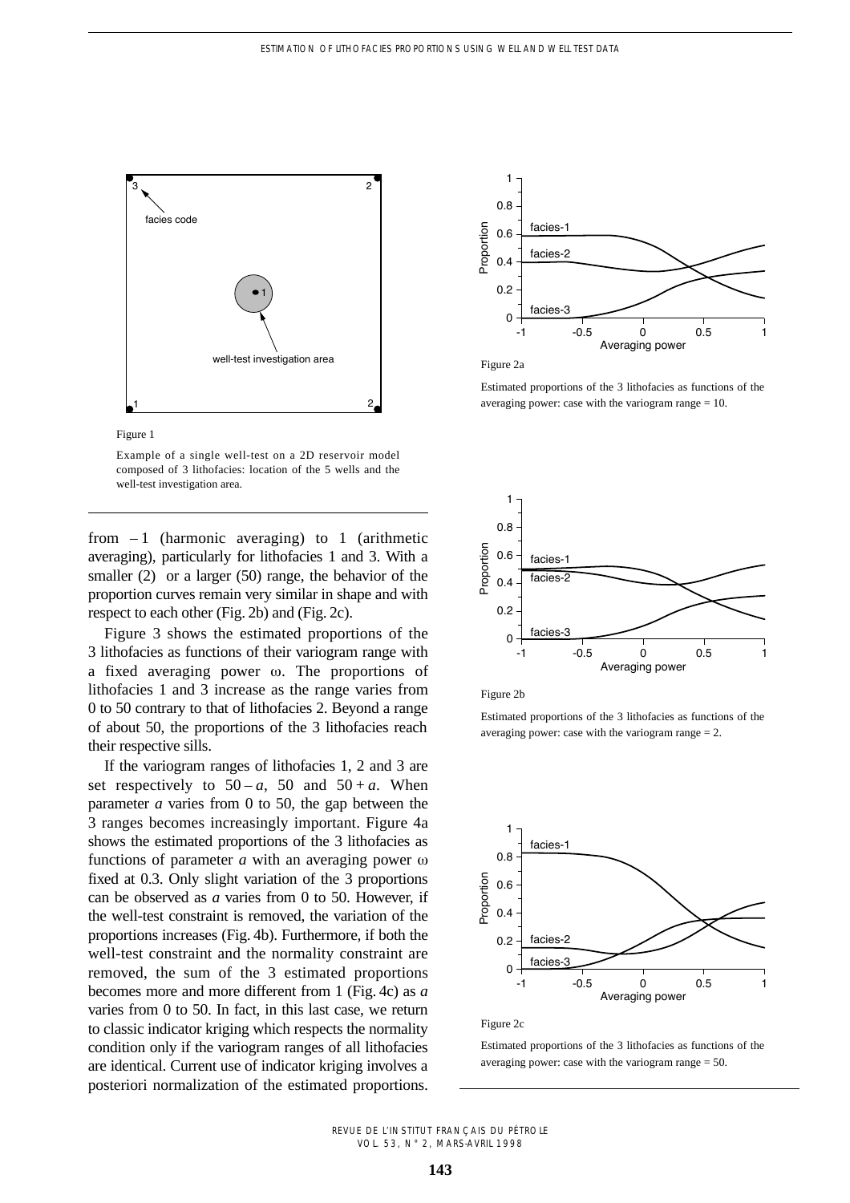Figure 1

Example of a single well-test on a 2D reservoir model composed of 3 lithofacies: location of the 5 wells and the well-test investigation area.

from $-1$ (harmonic averaging) to 1 (arithmetic averaging), particularly for lithofacies 1 and 3. With a smaller (2) or a larger (50) range, the behavior of the proportion curves remain very similar in shape and with respect to each other (Fig. 2b) and (Fig. 2c).

Figure 3 shows the estimated proportions of the 3 lithofacies as functions of their variogram range with a fixed averaging power ω. The proportions of lithofacies 1 and 3 increase as the range varies from 0 to 50 contrary to that of lithofacies 2. Beyond a range of about 50, the proportions of the 3 lithofacies reach their respective sills.

If the variogram ranges of lithofacies 1, 2 and 3 are set respectively to $50 - a$, 50 and $50 + a$. When parameter $a$ varies from 0 to 50, the gap between the 3 ranges becomes increasingly important. Figure 4a shows the estimated proportions of the 3 lithofacies as functions of parameter $a$ with an averaging power ω fixed at 0.3. Only slight variation of the 3 proportions can be observed as $a$ varies from 0 to 50. However, if the well-test constraint is removed, the variation of the proportions increases (Fig. 4b). Furthermore, if both the well-test constraint and the normality constraint are removed, the sum of the 3 estimated proportions becomes more and more different from 1 (Fig. 4c) as $a$ varies from 0 to 50. In fact, in this last case, we return to classic indicator kriging which respects the normality condition only if the variogram ranges of all lithofacies are identical. Current use of indicator kriging involves a posteriori normalization of the estimated proportions.

Figure 2a

Estimated proportions of the 3 lithofacies as functions of the averaging power: case with the variogram range = 10.

Figure 2b

Estimated proportions of the 3 lithofacies as functions of the averaging power: case with the variogram range = 2.

Figure 2c

Estimated proportions of the 3 lithofacies as functions of the averaging power: case with the variogram range = 50.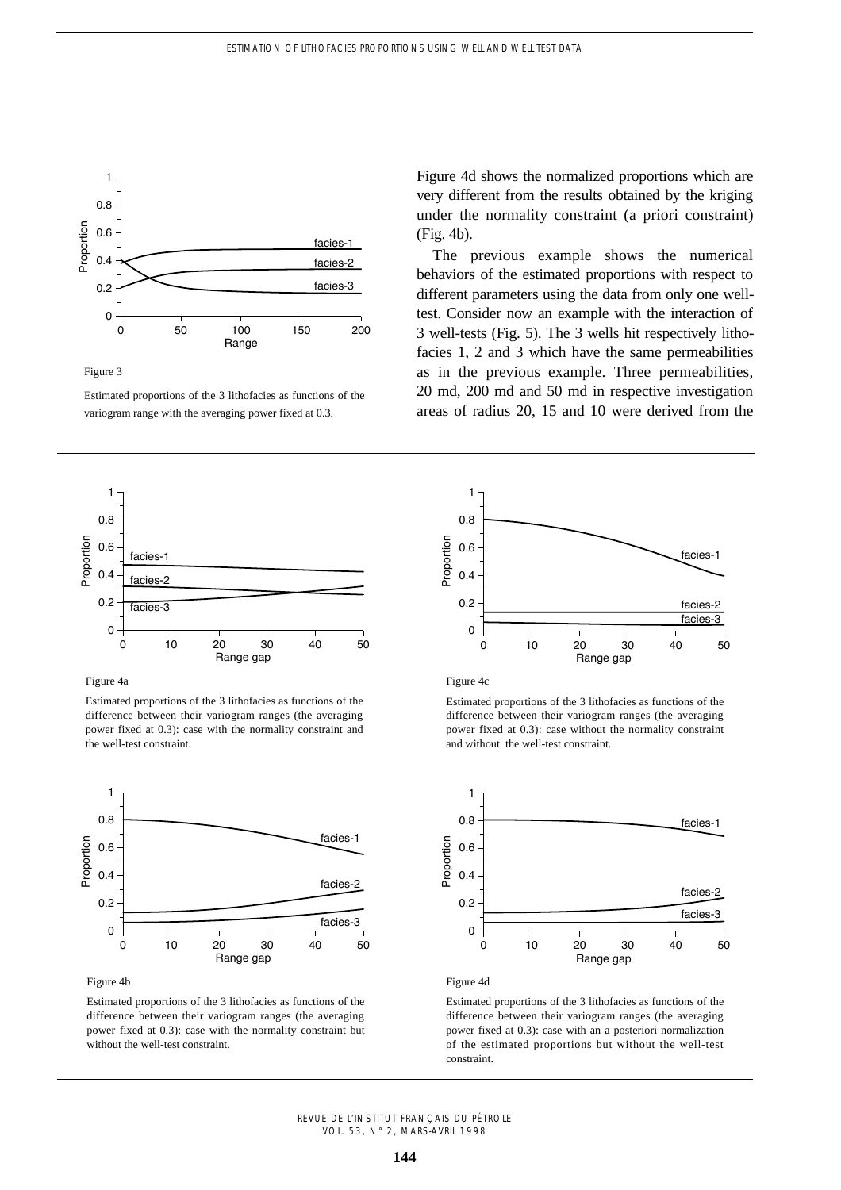Figure 3

Estimated proportions of the 3 lithofacies as functions of the variogram range with the averaging power fixed at 0.3.

Figure 4d shows the normalized proportions which are very different from the results obtained by the kriging under the normality constraint (a priori constraint) (Fig. 4b).

The previous example shows the numerical behaviors of the estimated proportions with respect to different parameters using the data from only one well-test. Consider now an example with the interaction of 3 well-tests (Fig. 5). The 3 wells hit respectively lithofacies 1, 2 and 3 which have the same permeabilities as in the previous example. Three permeabilities, 20 md, 200 md and 50 md in respective investigation areas of radius 20, 15 and 10 were derived from the

Figure 4a

Estimated proportions of the 3 lithofacies as functions of the difference between their variogram ranges (the averaging power fixed at 0.3): case with the normality constraint and the well-test constraint.

Figure 4c

Estimated proportions of the 3 lithofacies as functions of the difference between their variogram ranges (the averaging power fixed at 0.3): case without the normality constraint and without the well-test constraint.

Figure 4b

Estimated proportions of the 3 lithofacies as functions of the difference between their variogram ranges (the averaging power fixed at 0.3): case with the normality constraint but without the well-test constraint.

Figure 4d

Estimated proportions of the 3 lithofacies as functions of the difference between their variogram ranges (the averaging power fixed at 0.3): case with an a posteriori normalization of the estimated proportions but without the well-test constraint.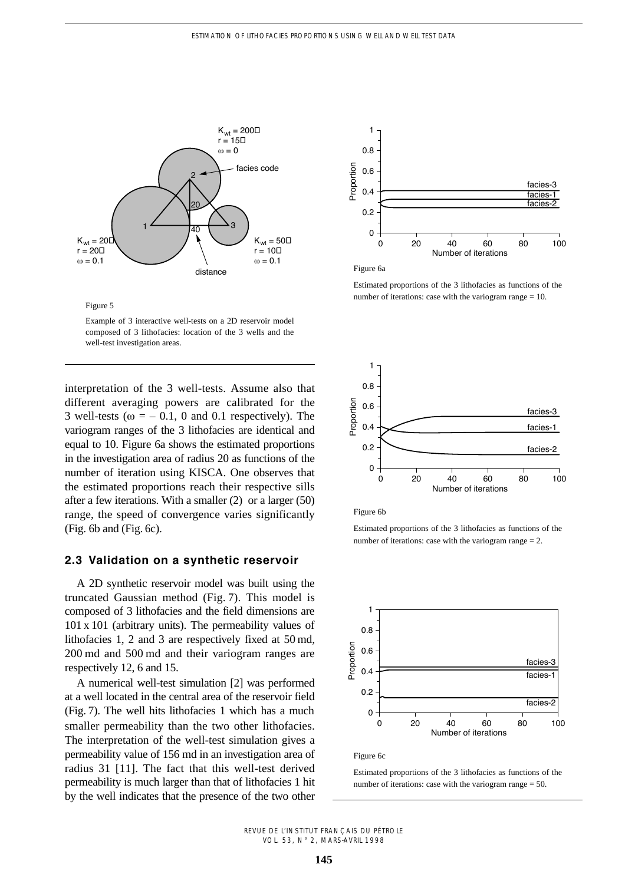Figure 5

Example of 3 interactive well-tests on a 2D reservoir model composed of 3 lithofacies: location of the 3 wells and the well-test investigation areas.

Figure 6a

Estimated proportions of the 3 lithofacies as functions of the number of iterations: case with the variogram range = 10.

interpretation of the 3 well-tests. Assume also that different averaging powers are calibrated for the 3 well-tests ($\omega = -0.1$, 0 and 0.1 respectively). The variogram ranges of the 3 lithofacies are identical and equal to 10. Figure 6a shows the estimated proportions in the investigation area of radius 20 as functions of the number of iteration using KISCA. One observes that the estimated proportions reach their respective sills after a few iterations. With a smaller (2) or a larger (50) range, the speed of convergence varies significantly (Fig. 6b and (Fig. 6c).

### 2.3 Validation on a synthetic reservoir

A 2D synthetic reservoir model was built using the truncated Gaussian method (Fig. 7). This model is composed of 3 lithofacies and the field dimensions are 101 x 101 (arbitrary units). The permeability values of lithofacies 1, 2 and 3 are respectively fixed at 50 md, 200 md and 500 md and their variogram ranges are respectively 12, 6 and 15.

A numerical well-test simulation [2] was performed at a well located in the central area of the reservoir field (Fig. 7). The well hits lithofacies 1 which has a much smaller permeability than the two other lithofacies. The interpretation of the well-test simulation gives a permeability value of 156 md in an investigation area of radius 31 [11]. The fact that this well-test derived permeability is much larger than that of lithofacies 1 hit by the well indicates that the presence of the two other

Figure 6b

Estimated proportions of the 3 lithofacies as functions of the number of iterations: case with the variogram range = 2.

Figure 6c

Estimated proportions of the 3 lithofacies as functions of the number of iterations: case with the variogram range = 50.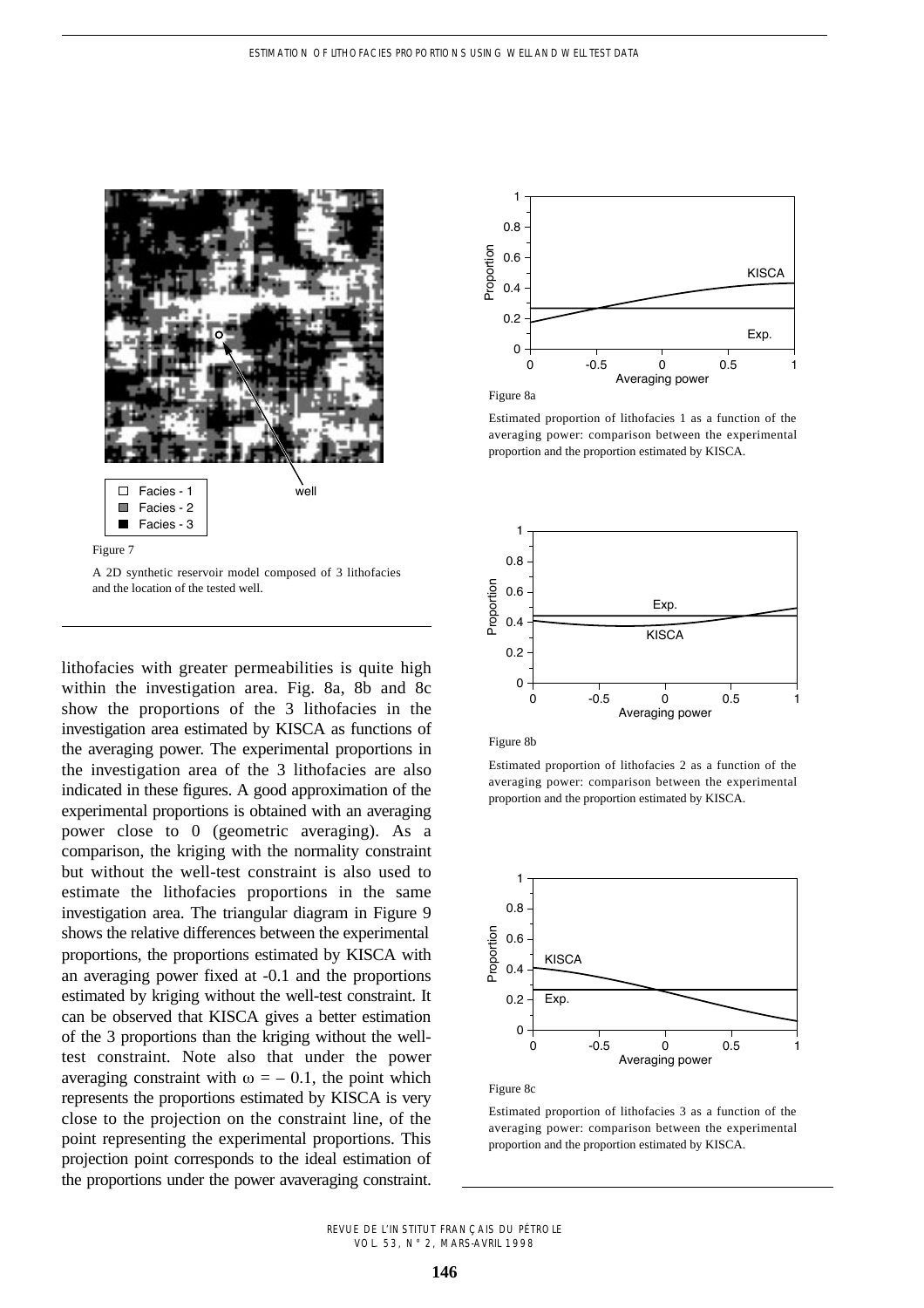Figure 7

A 2D synthetic reservoir model composed of 3 lithofacies and the location of the tested well.

lithofacies with greater permeabilities is quite high within the investigation area. Fig. 8a, 8b and 8c show the proportions of the 3 lithofacies in the investigation area estimated by KISCA as functions of the averaging power. The experimental proportions in the investigation area of the 3 lithofacies are also indicated in these figures. A good approximation of the experimental proportions is obtained with an averaging power close to 0 (geometric averaging). As a comparison, the kriging with the normality constraint but without the well-test constraint is also used to estimate the lithofacies proportions in the same investigation area. The triangular diagram in Figure 9 shows the relative differences between the experimental proportions, the proportions estimated by KISCA with an averaging power fixed at -0.1 and the proportions estimated by kriging without the well-test constraint. It can be observed that KISCA gives a better estimation of the 3 proportions than the kriging without the well-test constraint. Note also that under the power averaging constraint with $\omega = -0.1$, the point which represents the proportions estimated by KISCA is very close to the projection on the constraint line, of the point representing the experimental proportions. This projection point corresponds to the ideal estimation of the proportions under the power avaveraging constraint.

Figure 8a

Estimated proportion of lithofacies 1 as a function of the averaging power: comparison between the experimental proportion and the proportion estimated by KISCA.

Figure 8b

Estimated proportion of lithofacies 2 as a function of the averaging power: comparison between the experimental proportion and the proportion estimated by KISCA.

Figure 8c

Estimated proportion of lithofacies 3 as a function of the averaging power: comparison between the experimental proportion and the proportion estimated by KISCA.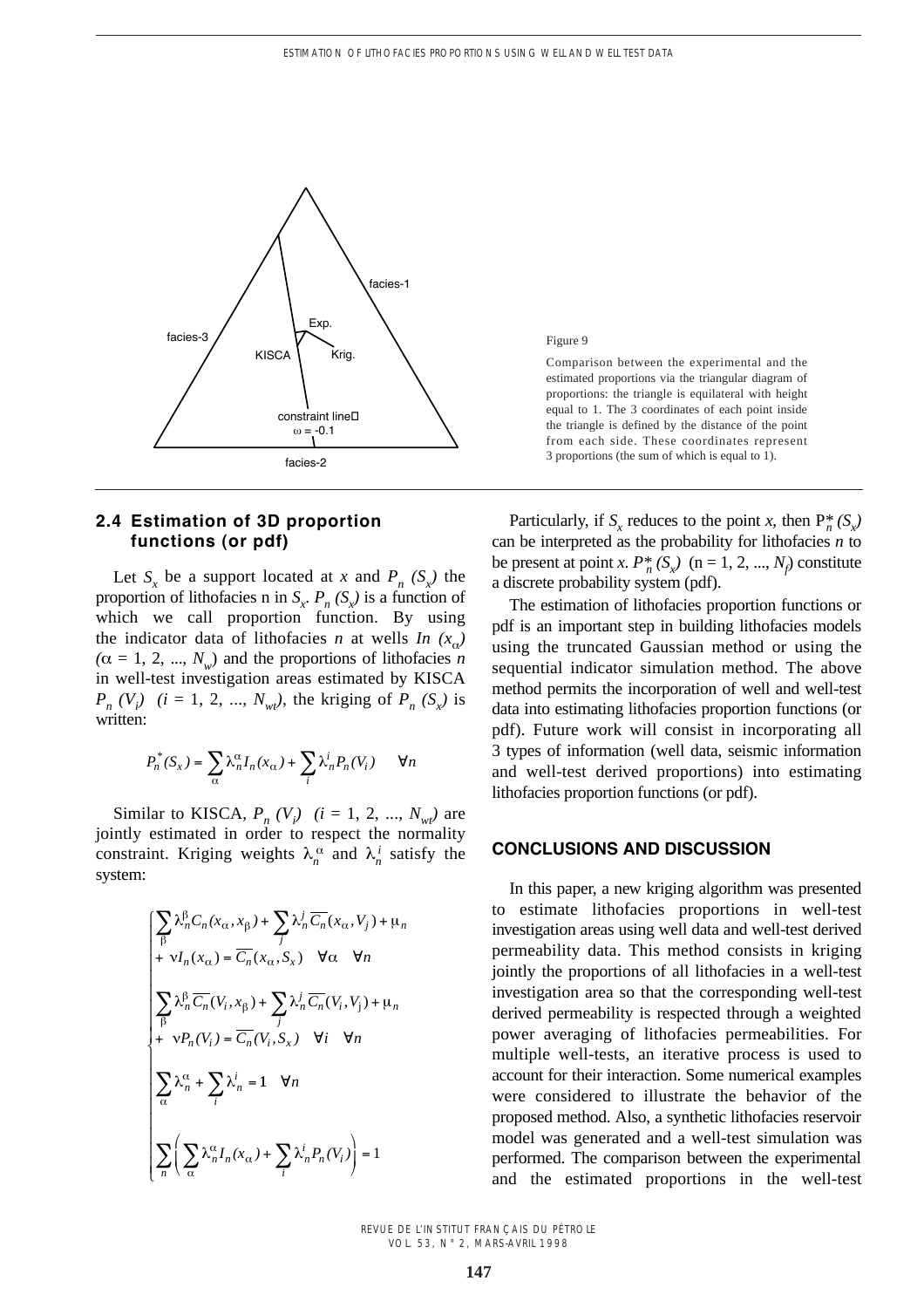Figure 9

Comparison between the experimental and the estimated proportions via the triangular diagram of proportions: the triangle is equilateral with height equal to 1. The 3 coordinates of each point inside the triangle is defined by the distance of the point from each side. These coordinates represent 3 proportions (the sum of which is equal to 1).

## 2.4 Estimation of 3D proportion functions (or pdf)

Let $S_x$ be a support located at $x$ and $P_n(S_x)$ the proportion of lithofacies n in $S_x$. $P_n(S_x)$ is a function of which we call proportion function. By using the indicator data of lithofacies $n$ at wells $In(x_\alpha)$ ($\alpha = 1, 2, ..., N_w$) and the proportions of lithofacies $n$ in well-test investigation areas estimated by KISCA $P_n(V_i)$ ($i = 1, 2, ..., N_{wt}$), the kriging of $P_n(S_x)$ is written:

$$P_n^*(S_x) = \sum_\alpha \lambda_n^\alpha I_n(x_\alpha) + \sum_i \lambda_n^i P_n(V_i) \quad \forall n$$

Similar to KISCA, $P_n(V_i)$ ($i = 1, 2, ..., N_{wt}$) are jointly estimated in order to respect the normality constraint. Kriging weights $\lambda_n^\alpha$ and $\lambda_n^i$ satisfy the system:

$$\begin{cases} \sum_\beta \lambda_n^\beta C_n(x_\alpha, x_\beta) + \sum_j \lambda_n^j \overline{C_n}(x_\alpha, V_j) + \mu_n \\ + \ \nu I_n(x_\alpha) = \overline{C_n}(x_\alpha, S_x) \quad \forall \alpha \quad \forall n \\ \sum_\beta \lambda_n^\beta \overline{C_n}(V_i, x_\beta) + \sum_j \lambda_n^j \overline{C_n}(V_i, V_j) + \mu_n \\ + \ \nu P_n(V_i) = \overline{C_n}(V_i, S_x) \quad \forall i \quad \forall n \\ \sum_\alpha \lambda_n^\alpha + \sum_i \lambda_n^i = 1 \quad \forall n \\ \sum_n \left( \sum_\alpha \lambda_n^\alpha I_n(x_\alpha) + \sum_i \lambda_n^i P_n(V_i) \right) = 1 \end{cases}$$

Particularly, if $S_x$ reduces to the point $x$, then $P_n^*(S_x)$ can be interpreted as the probability for lithofacies $n$ to be present at point $x$. $P_n^*(S_x)$ (n = 1, 2, ..., $N_f$) constitute a discrete probability system (pdf).

The estimation of lithofacies proportion functions or pdf is an important step in building lithofacies models using the truncated Gaussian method or using the sequential indicator simulation method. The above method permits the incorporation of well and well-test data into estimating lithofacies proportion functions (or pdf). Future work will consist in incorporating all 3 types of information (well data, seismic information and well-test derived proportions) into estimating lithofacies proportion functions (or pdf).

## CONCLUSIONS AND DISCUSSION

In this paper, a new kriging algorithm was presented to estimate lithofacies proportions in well-test investigation areas using well data and well-test derived permeability data. This method consists in kriging jointly the proportions of all lithofacies in a well-test investigation area so that the corresponding well-test derived permeability is respected through a weighted power averaging of lithofacies permeabilities. For multiple well-tests, an iterative process is used to account for their interaction. Some numerical examples were considered to illustrate the behavior of the proposed method. Also, a synthetic lithofacies reservoir model was generated and a well-test simulation was performed. The comparison between the experimental and the estimated proportions in the well-test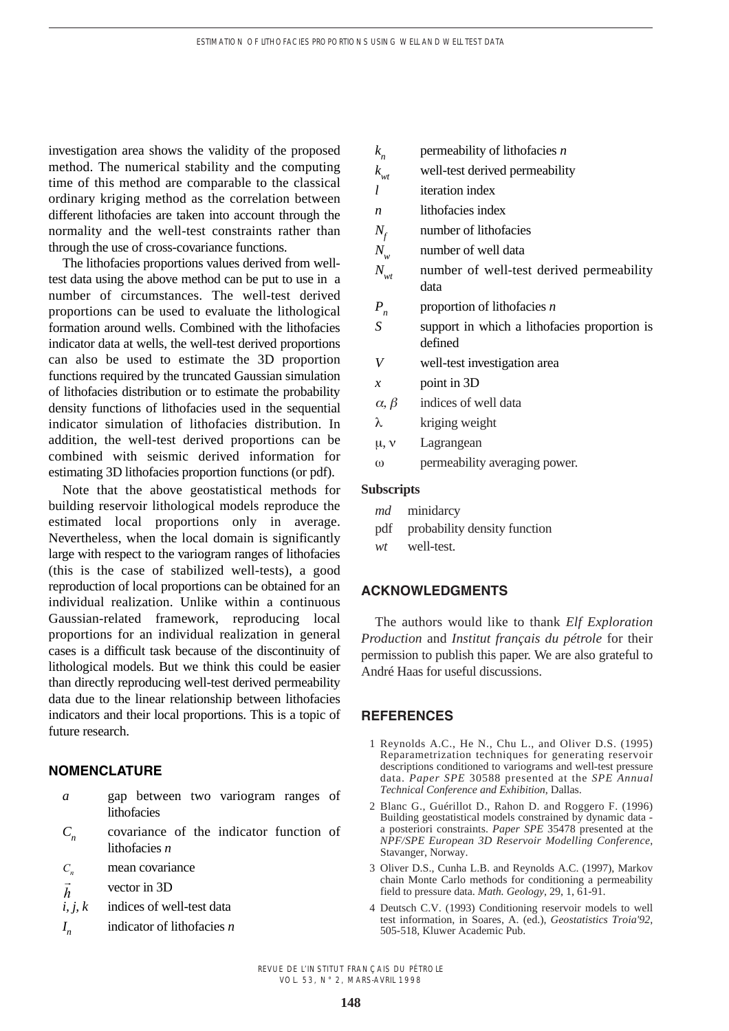investigation area shows the validity of the proposed method. The numerical stability and the computing time of this method are comparable to the classical ordinary kriging method as the correlation between different lithofacies are taken into account through the normality and the well-test constraints rather than through the use of cross-covariance functions.

The lithofacies proportions values derived from well-test data using the above method can be put to use in a number of circumstances. The well-test derived proportions can be used to evaluate the lithological formation around wells. Combined with the lithofacies indicator data at wells, the well-test derived proportions can also be used to estimate the 3D proportion functions required by the truncated Gaussian simulation of lithofacies distribution or to estimate the probability density functions of lithofacies used in the sequential indicator simulation of lithofacies distribution. In addition, the well-test derived proportions can be combined with seismic derived information for estimating 3D lithofacies proportion functions (or pdf).

Note that the above geostatistical methods for building reservoir lithological models reproduce the estimated local proportions only in average. Nevertheless, when the local domain is significantly large with respect to the variogram ranges of lithofacies (this is the case of stabilized well-tests), a good reproduction of local proportions can be obtained for an individual realization. Unlike within a continuous Gaussian-related framework, reproducing local proportions for an individual realization in general cases is a difficult task because of the discontinuity of lithological models. But we think this could be easier than directly reproducing well-test derived permeability data due to the linear relationship between lithofacies indicators and their local proportions. This is a topic of future research.

## NOMENCLATURE

- $a$ — gap between two variogram ranges of lithofacies
- $C_n$ — covariance of the indicator function of lithofacies $n$
- $\bar{C}_n$ — mean covariance
- $\vec{h}$ — vector in 3D
- $i, j, k$ — indices of well-test data
- $I_n$ — indicator of lithofacies $n$
- $k_n$ — permeability of lithofacies $n$
- $k_{wt}$ — well-test derived permeability
- $l$ — iteration index
- $n$ — lithofacies index
- $N_f$ — number of lithofacies
- $N_w$ — number of well data
- $N_{wt}$ — number of well-test derived permeability data
- $P_n$ — proportion of lithofacies $n$
- $S$ — support in which a lithofacies proportion is defined
- $V$ — well-test investigation area
- $x$ — point in 3D
- $\alpha, \beta$ — indices of well data
- $\lambda$ — kriging weight
- $\mu, \nu$ — Lagrangean
- $\omega$ — permeability averaging power.

### Subscripts

- *md* — minidarcy
- pdf — probability density function
- *wt* — well-test.

## ACKNOWLEDGMENTS

The authors would like to thank *Elf Exploration Production* and *Institut français du pétrole* for their permission to publish this paper. We are also grateful to André Haas for useful discussions.

## REFERENCES

1. Reynolds A.C., He N., Chu L., and Oliver D.S. (1995) Reparametrization techniques for generating reservoir descriptions conditioned to variograms and well-test pressure data. *Paper SPE* 30588 presented at the *SPE Annual Technical Conference and Exhibition*, Dallas.
2. Blanc G., Guérillot D., Rahon D. and Roggero F. (1996) Building geostatistical models constrained by dynamic data - a posteriori constraints. *Paper SPE* 35478 presented at the *NPF/SPE European 3D Reservoir Modelling Conference*, Stavanger, Norway.
3. Oliver D.S., Cunha L.B. and Reynolds A.C. (1997), Markov chain Monte Carlo methods for conditioning a permeability field to pressure data. *Math. Geology*, 29, 1, 61-91.
4. Deutsch C.V. (1993) Conditioning reservoir models to well test information, in Soares, A. (ed.), *Geostatistics Troia'92*, 505-518, Kluwer Academic Pub.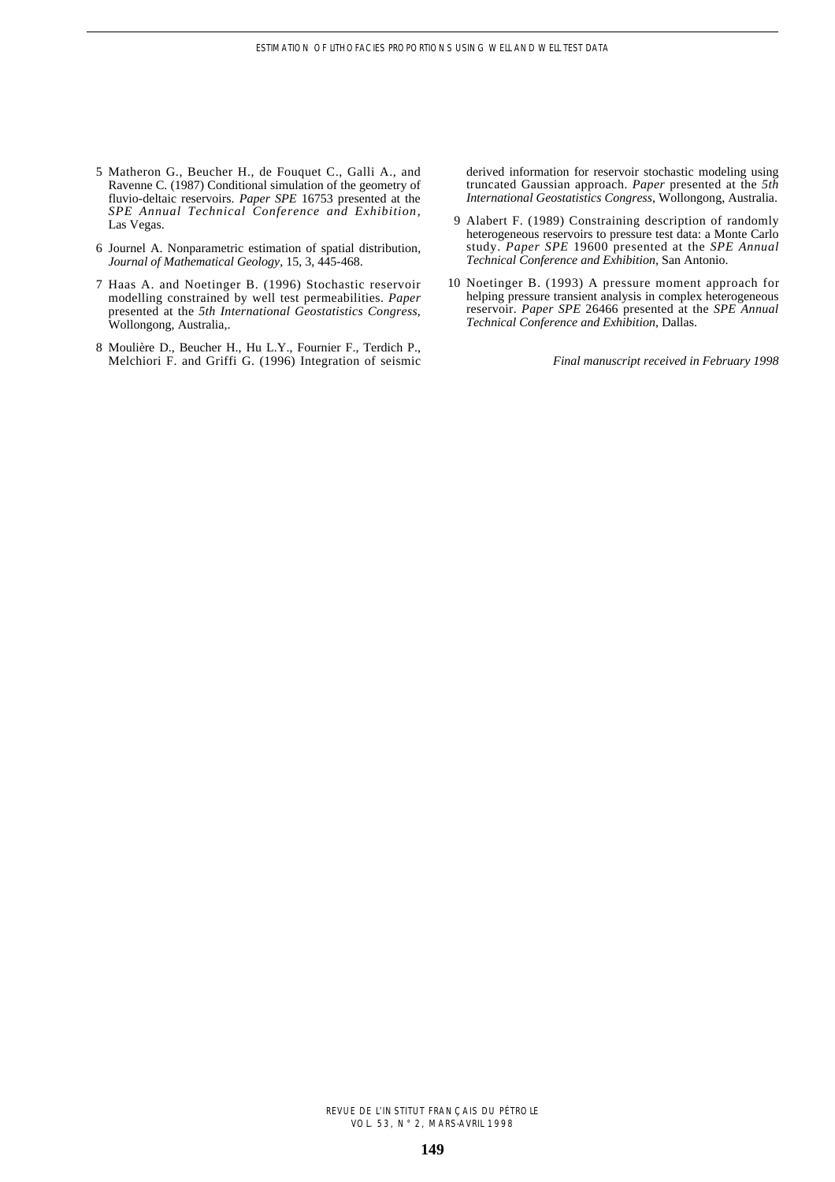5 Matheron G., Beucher H., de Fouquet C., Galli A., and Ravenne C. (1987) Conditional simulation of the geometry of fluvio-deltaic reservoirs. *Paper SPE* 16753 presented at the *SPE Annual Technical Conference and Exhibition*, Las Vegas.

6 Journel A. Nonparametric estimation of spatial distribution, *Journal of Mathematical Geology*, 15, 3, 445-468.

7 Haas A. and Noetinger B. (1996) Stochastic reservoir modelling constrained by well test permeabilities. *Paper* presented at the *5th International Geostatistics Congress*, Wollongong, Australia,.

8 Moulière D., Beucher H., Hu L.Y., Fournier F., Terdich P., Melchiori F. and Griffi G. (1996) Integration of seismic derived information for reservoir stochastic modeling using truncated Gaussian approach. *Paper* presented at the *5th International Geostatistics Congress*, Wollongong, Australia.

9 Alabert F. (1989) Constraining description of randomly heterogeneous reservoirs to pressure test data: a Monte Carlo study. *Paper SPE* 19600 presented at the *SPE Annual Technical Conference and Exhibition*, San Antonio.

10 Noetinger B. (1993) A pressure moment approach for helping pressure transient analysis in complex heterogeneous reservoir. *Paper SPE* 26466 presented at the *SPE Annual Technical Conference and Exhibition*, Dallas.

*Final manuscript received in February 1998*